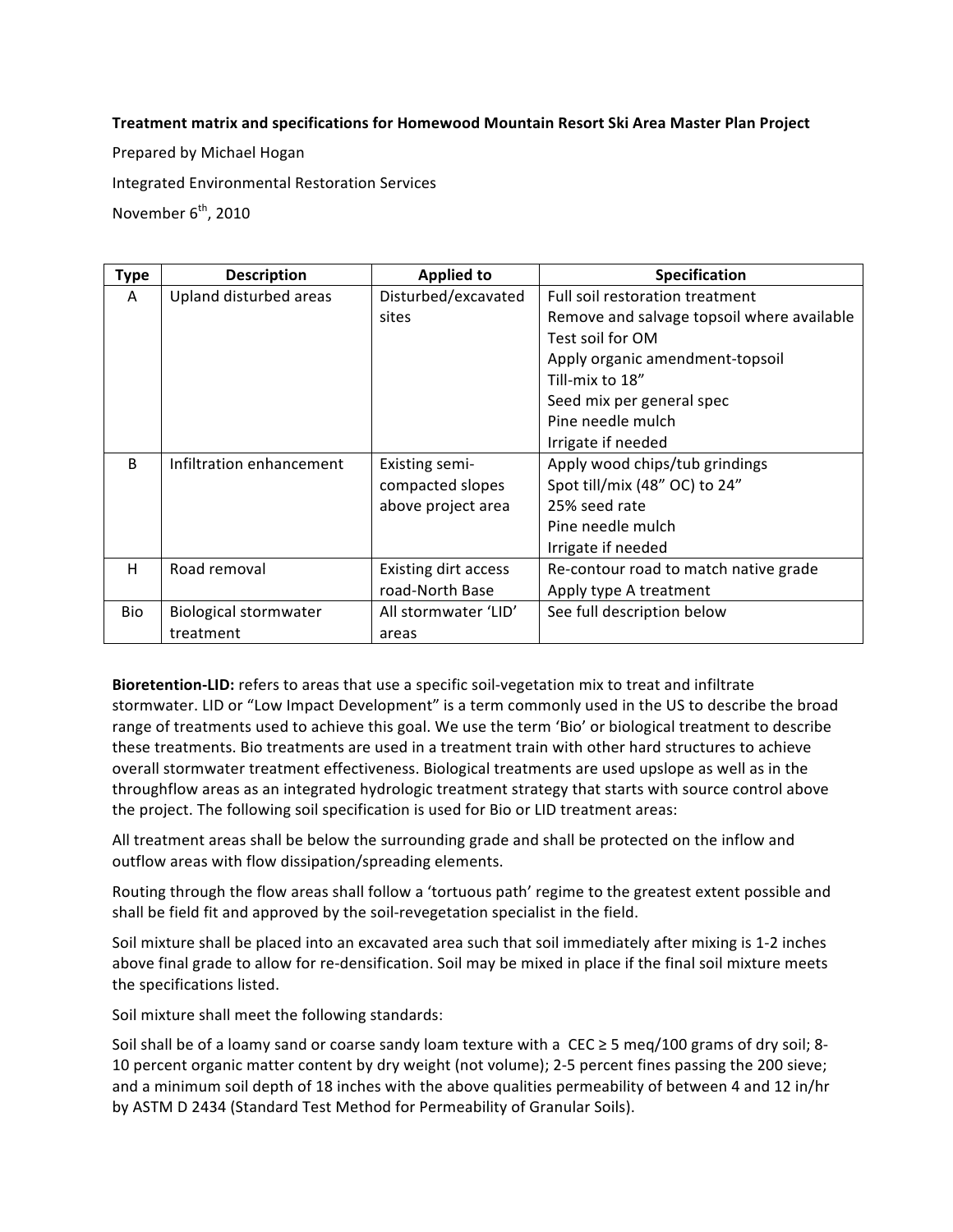**Treatment matrix and specifications for Homewood Mountain Resort Ski Area Master Plan Project**

Prepared by Michael Hogan

Integrated Environmental Restoration Services

November 6th, 2010

| Type | Description | Applied to | Specification |
|---|---|---|---|
| A | Upland disturbed areas | Disturbed/excavated sites | Full soil restoration treatment<br>Remove and salvage topsoil where available<br>Test soil for OM<br>Apply organic amendment-topsoil<br>Till-mix to 18"<br>Seed mix per general spec<br>Pine needle mulch<br>Irrigate if needed |
| B | Infiltration enhancement | Existing semi-compacted slopes above project area | Apply wood chips/tub grindings<br>Spot till/mix (48" OC) to 24"<br>25% seed rate<br>Pine needle mulch<br>Irrigate if needed |
| H | Road removal | Existing dirt access road-North Base | Re-contour road to match native grade<br>Apply type A treatment |
| Bio | Biological stormwater treatment | All stormwater 'LID' areas | See full description below |

**Bioretention-LID:** refers to areas that use a specific soil-vegetation mix to treat and infiltrate stormwater. LID or "Low Impact Development" is a term commonly used in the US to describe the broad range of treatments used to achieve this goal. We use the term 'Bio' or biological treatment to describe these treatments. Bio treatments are used in a treatment train with other hard structures to achieve overall stormwater treatment effectiveness. Biological treatments are used upslope as well as in the throughflow areas as an integrated hydrologic treatment strategy that starts with source control above the project. The following soil specification is used for Bio or LID treatment areas:

All treatment areas shall be below the surrounding grade and shall be protected on the inflow and outflow areas with flow dissipation/spreading elements.

Routing through the flow areas shall follow a 'tortuous path' regime to the greatest extent possible and shall be field fit and approved by the soil-revegetation specialist in the field.

Soil mixture shall be placed into an excavated area such that soil immediately after mixing is 1-2 inches above final grade to allow for re-densification. Soil may be mixed in place if the final soil mixture meets the specifications listed.

Soil mixture shall meet the following standards:

Soil shall be of a loamy sand or coarse sandy loam texture with a CEC ≥ 5 meq/100 grams of dry soil; 8-10 percent organic matter content by dry weight (not volume); 2-5 percent fines passing the 200 sieve; and a minimum soil depth of 18 inches with the above qualities permeability of between 4 and 12 in/hr by ASTM D 2434 (Standard Test Method for Permeability of Granular Soils).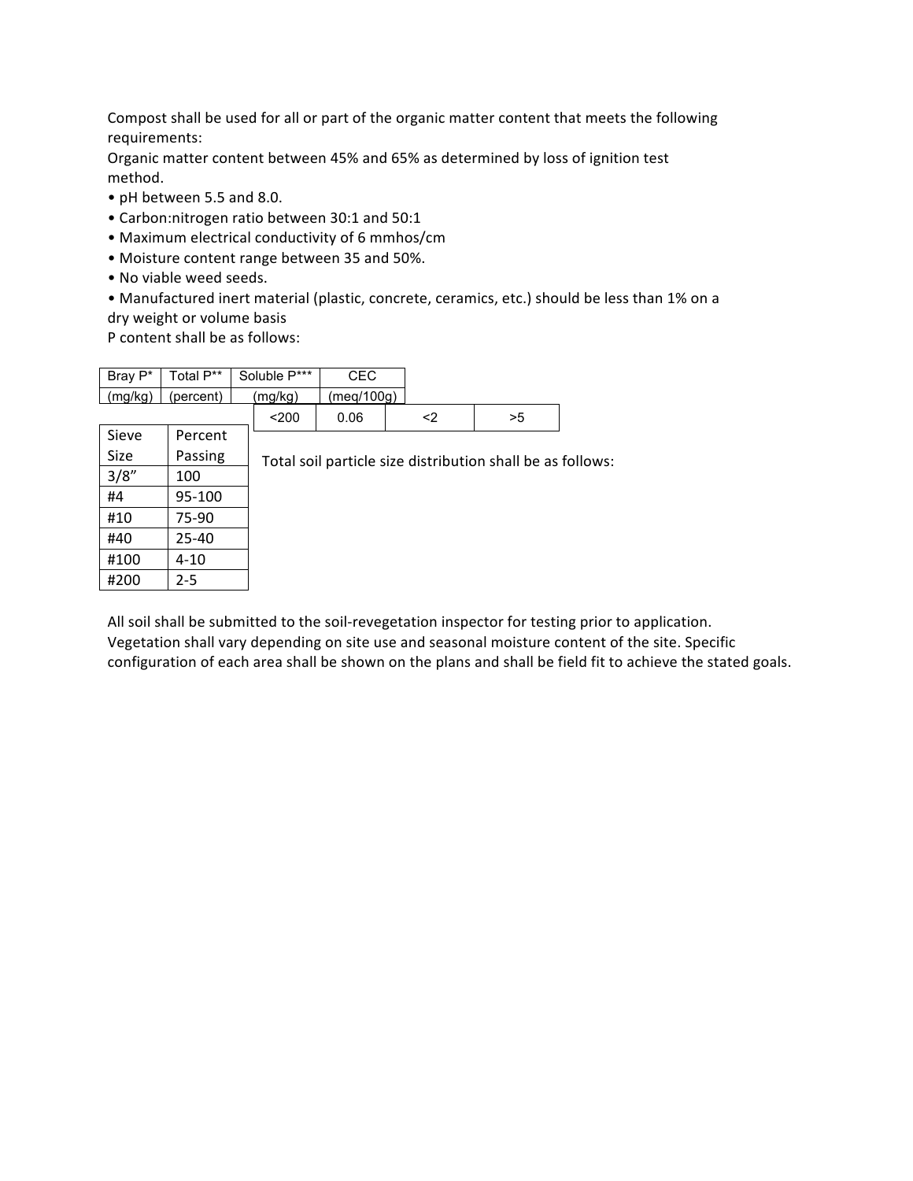Compost shall be used for all or part of the organic matter content that meets the following requirements:

Organic matter content between 45% and 65% as determined by loss of ignition test method.

- pH between 5.5 and 8.0.
- Carbon:nitrogen ratio between 30:1 and 50:1
- Maximum electrical conductivity of 6 mmhos/cm
- Moisture content range between 35 and 50%.
- No viable weed seeds.
- Manufactured inert material (plastic, concrete, ceramics, etc.) should be less than 1% on a dry weight or volume basis

P content shall be as follows:

| Bray P* | Total P** | Soluble P*** | CEC |
|---|---|---|---|
| (mg/kg) | (percent) | (mg/kg) | (meq/100g) |
| <200 | 0.06 | <2 | >5 |

Total soil particle size distribution shall be as follows:

| Sieve Size | Percent Passing |
|---|---|
| 3/8" | 100 |
| #4 | 95-100 |
| #10 | 75-90 |
| #40 | 25-40 |
| #100 | 4-10 |
| #200 | 2-5 |

All soil shall be submitted to the soil-revegetation inspector for testing prior to application. Vegetation shall vary depending on site use and seasonal moisture content of the site. Specific configuration of each area shall be shown on the plans and shall be field fit to achieve the stated goals.